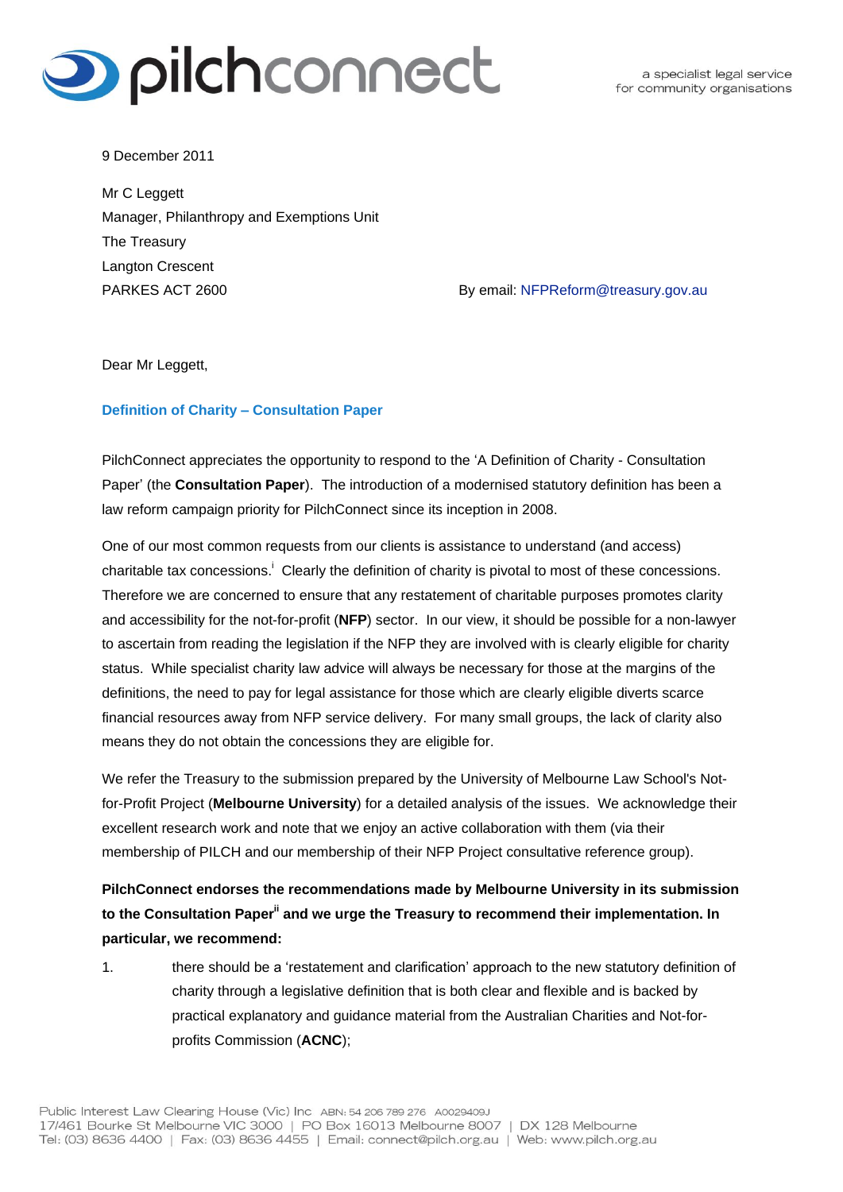pilchconnect

a specialist legal service for community organisations

9 December 2011

Mr C Leggett
Manager, Philanthropy and Exemptions Unit
The Treasury
Langton Crescent
PARKES ACT 2600

By email: NFPReform@treasury.gov.au

Dear Mr Leggett,

**Definition of Charity – Consultation Paper**

PilchConnect appreciates the opportunity to respond to the 'A Definition of Charity - Consultation Paper' (the **Consultation Paper**). The introduction of a modernised statutory definition has been a law reform campaign priority for PilchConnect since its inception in 2008.

One of our most common requests from our clients is assistance to understand (and access) charitable tax concessions.[i] Clearly the definition of charity is pivotal to most of these concessions. Therefore we are concerned to ensure that any restatement of charitable purposes promotes clarity and accessibility for the not-for-profit (**NFP**) sector. In our view, it should be possible for a non-lawyer to ascertain from reading the legislation if the NFP they are involved with is clearly eligible for charity status. While specialist charity law advice will always be necessary for those at the margins of the definitions, the need to pay for legal assistance for those which are clearly eligible diverts scarce financial resources away from NFP service delivery. For many small groups, the lack of clarity also means they do not obtain the concessions they are eligible for.

We refer the Treasury to the submission prepared by the University of Melbourne Law School's Not-for-Profit Project (**Melbourne University**) for a detailed analysis of the issues. We acknowledge their excellent research work and note that we enjoy an active collaboration with them (via their membership of PILCH and our membership of their NFP Project consultative reference group).

**PilchConnect endorses the recommendations made by Melbourne University in its submission to the Consultation Paper[ii] and we urge the Treasury to recommend their implementation. In particular, we recommend:**

1. there should be a 'restatement and clarification' approach to the new statutory definition of charity through a legislative definition that is both clear and flexible and is backed by practical explanatory and guidance material from the Australian Charities and Not-for-profits Commission (**ACNC**);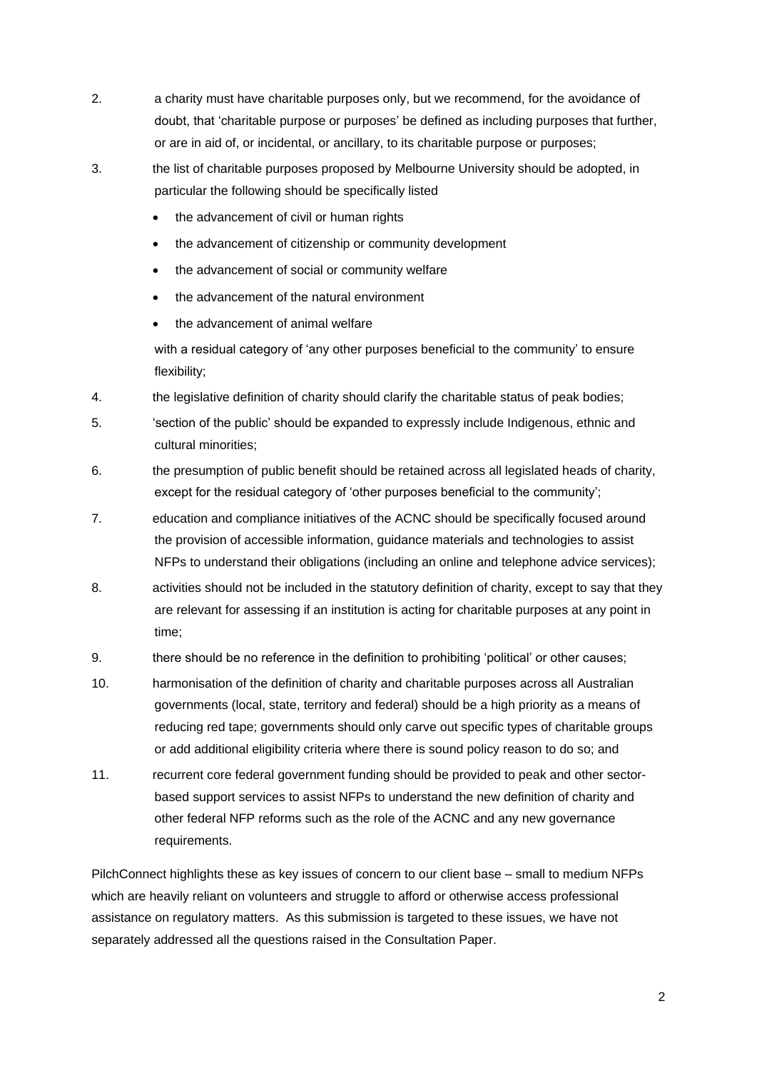2. a charity must have charitable purposes only, but we recommend, for the avoidance of doubt, that 'charitable purpose or purposes' be defined as including purposes that further, or are in aid of, or incidental, or ancillary, to its charitable purpose or purposes;
3. the list of charitable purposes proposed by Melbourne University should be adopted, in particular the following should be specifically listed
   - the advancement of civil or human rights
   - the advancement of citizenship or community development
   - the advancement of social or community welfare
   - the advancement of the natural environment
   - the advancement of animal welfare

   with a residual category of 'any other purposes beneficial to the community' to ensure flexibility;
4. the legislative definition of charity should clarify the charitable status of peak bodies;
5. 'section of the public' should be expanded to expressly include Indigenous, ethnic and cultural minorities;
6. the presumption of public benefit should be retained across all legislated heads of charity, except for the residual category of 'other purposes beneficial to the community';
7. education and compliance initiatives of the ACNC should be specifically focused around the provision of accessible information, guidance materials and technologies to assist NFPs to understand their obligations (including an online and telephone advice services);
8. activities should not be included in the statutory definition of charity, except to say that they are relevant for assessing if an institution is acting for charitable purposes at any point in time;
9. there should be no reference in the definition to prohibiting 'political' or other causes;
10. harmonisation of the definition of charity and charitable purposes across all Australian governments (local, state, territory and federal) should be a high priority as a means of reducing red tape; governments should only carve out specific types of charitable groups or add additional eligibility criteria where there is sound policy reason to do so; and
11. recurrent core federal government funding should be provided to peak and other sector-based support services to assist NFPs to understand the new definition of charity and other federal NFP reforms such as the role of the ACNC and any new governance requirements.

PilchConnect highlights these as key issues of concern to our client base – small to medium NFPs which are heavily reliant on volunteers and struggle to afford or otherwise access professional assistance on regulatory matters. As this submission is targeted to these issues, we have not separately addressed all the questions raised in the Consultation Paper.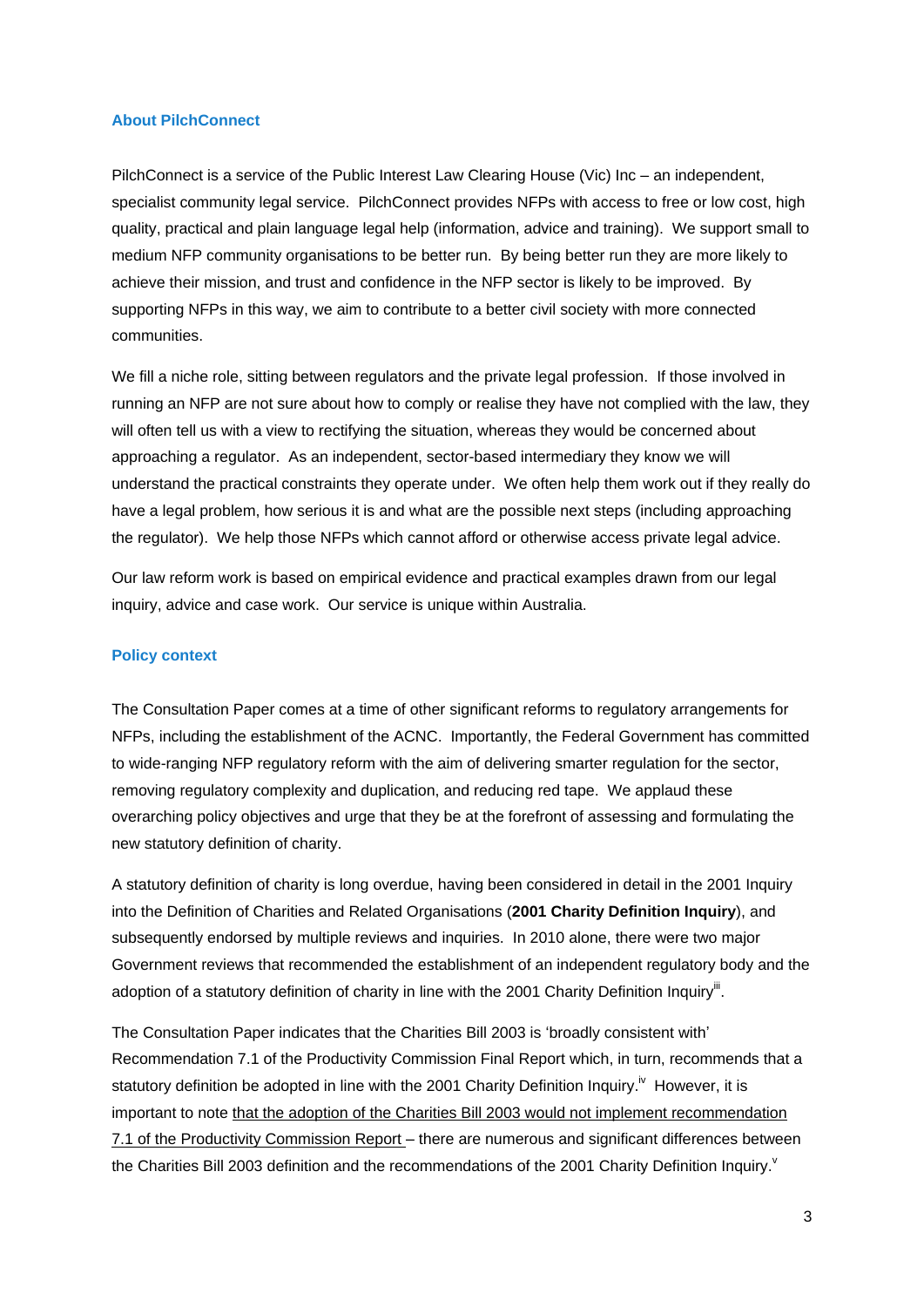## About PilchConnect

PilchConnect is a service of the Public Interest Law Clearing House (Vic) Inc – an independent, specialist community legal service. PilchConnect provides NFPs with access to free or low cost, high quality, practical and plain language legal help (information, advice and training). We support small to medium NFP community organisations to be better run. By being better run they are more likely to achieve their mission, and trust and confidence in the NFP sector is likely to be improved. By supporting NFPs in this way, we aim to contribute to a better civil society with more connected communities.

We fill a niche role, sitting between regulators and the private legal profession. If those involved in running an NFP are not sure about how to comply or realise they have not complied with the law, they will often tell us with a view to rectifying the situation, whereas they would be concerned about approaching a regulator. As an independent, sector-based intermediary they know we will understand the practical constraints they operate under. We often help them work out if they really do have a legal problem, how serious it is and what are the possible next steps (including approaching the regulator). We help those NFPs which cannot afford or otherwise access private legal advice.

Our law reform work is based on empirical evidence and practical examples drawn from our legal inquiry, advice and case work. Our service is unique within Australia.

## Policy context

The Consultation Paper comes at a time of other significant reforms to regulatory arrangements for NFPs, including the establishment of the ACNC. Importantly, the Federal Government has committed to wide-ranging NFP regulatory reform with the aim of delivering smarter regulation for the sector, removing regulatory complexity and duplication, and reducing red tape. We applaud these overarching policy objectives and urge that they be at the forefront of assessing and formulating the new statutory definition of charity.

A statutory definition of charity is long overdue, having been considered in detail in the 2001 Inquiry into the Definition of Charities and Related Organisations (**2001 Charity Definition Inquiry**), and subsequently endorsed by multiple reviews and inquiries. In 2010 alone, there were two major Government reviews that recommended the establishment of an independent regulatory body and the adoption of a statutory definition of charity in line with the 2001 Charity Definition Inquiry[iii].

The Consultation Paper indicates that the Charities Bill 2003 is 'broadly consistent with' Recommendation 7.1 of the Productivity Commission Final Report which, in turn, recommends that a statutory definition be adopted in line with the 2001 Charity Definition Inquiry.[iv] However, it is important to note <u>that the adoption of the Charities Bill 2003 would not implement recommendation 7.1 of the Productivity Commission Report</u> – there are numerous and significant differences between the Charities Bill 2003 definition and the recommendations of the 2001 Charity Definition Inquiry.[v]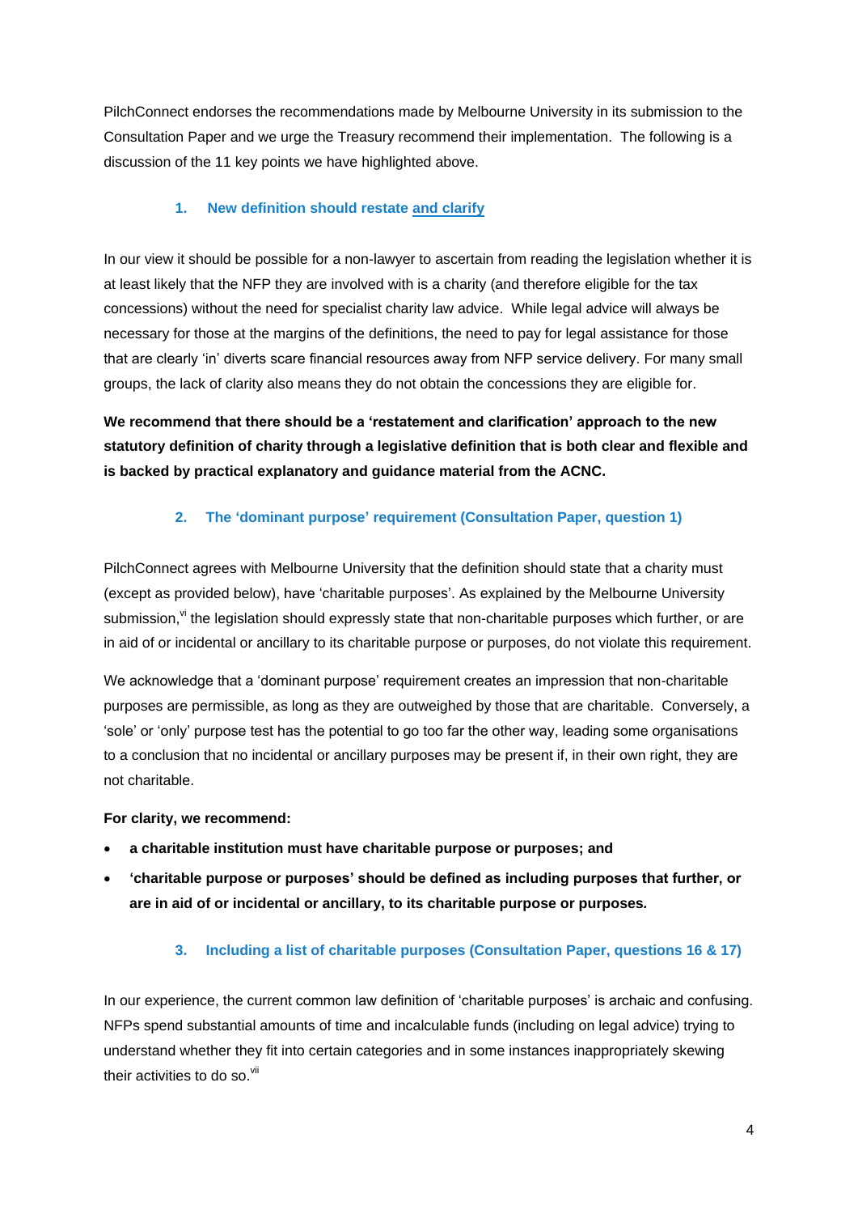PilchConnect endorses the recommendations made by Melbourne University in its submission to the Consultation Paper and we urge the Treasury recommend their implementation. The following is a discussion of the 11 key points we have highlighted above.

### 1. New definition should restate and clarify

In our view it should be possible for a non-lawyer to ascertain from reading the legislation whether it is at least likely that the NFP they are involved with is a charity (and therefore eligible for the tax concessions) without the need for specialist charity law advice. While legal advice will always be necessary for those at the margins of the definitions, the need to pay for legal assistance for those that are clearly 'in' diverts scare financial resources away from NFP service delivery. For many small groups, the lack of clarity also means they do not obtain the concessions they are eligible for.

**We recommend that there should be a 'restatement and clarification' approach to the new statutory definition of charity through a legislative definition that is both clear and flexible and is backed by practical explanatory and guidance material from the ACNC.**

### 2. The 'dominant purpose' requirement (Consultation Paper, question 1)

PilchConnect agrees with Melbourne University that the definition should state that a charity must (except as provided below), have 'charitable purposes'. As explained by the Melbourne University submission,[vi] the legislation should expressly state that non-charitable purposes which further, or are in aid of or incidental or ancillary to its charitable purpose or purposes, do not violate this requirement.

We acknowledge that a 'dominant purpose' requirement creates an impression that non-charitable purposes are permissible, as long as they are outweighed by those that are charitable. Conversely, a 'sole' or 'only' purpose test has the potential to go too far the other way, leading some organisations to a conclusion that no incidental or ancillary purposes may be present if, in their own right, they are not charitable.

**For clarity, we recommend:**

- **a charitable institution must have charitable purpose or purposes; and**
- **'charitable purpose or purposes' should be defined as including purposes that further, or are in aid of or incidental or ancillary, to its charitable purpose or purposes.**

### 3. Including a list of charitable purposes (Consultation Paper, questions 16 & 17)

In our experience, the current common law definition of 'charitable purposes' is archaic and confusing. NFPs spend substantial amounts of time and incalculable funds (including on legal advice) trying to understand whether they fit into certain categories and in some instances inappropriately skewing their activities to do so.[vii]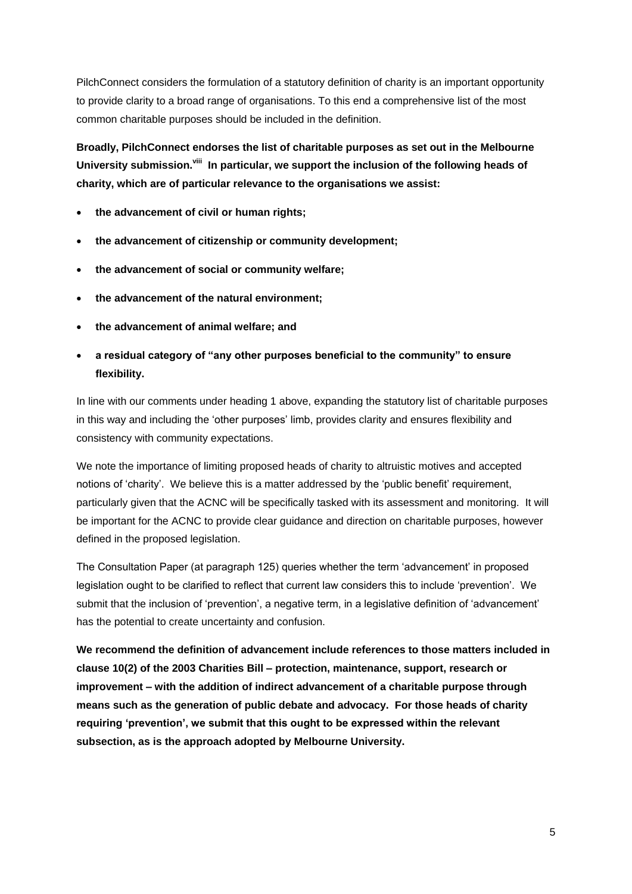PilchConnect considers the formulation of a statutory definition of charity is an important opportunity to provide clarity to a broad range of organisations. To this end a comprehensive list of the most common charitable purposes should be included in the definition.

**Broadly, PilchConnect endorses the list of charitable purposes as set out in the Melbourne University submission.[viii] In particular, we support the inclusion of the following heads of charity, which are of particular relevance to the organisations we assist:**

- **the advancement of civil or human rights;**
- **the advancement of citizenship or community development;**
- **the advancement of social or community welfare;**
- **the advancement of the natural environment;**
- **the advancement of animal welfare; and**
- **a residual category of "any other purposes beneficial to the community" to ensure flexibility.**

In line with our comments under heading 1 above, expanding the statutory list of charitable purposes in this way and including the 'other purposes' limb, provides clarity and ensures flexibility and consistency with community expectations.

We note the importance of limiting proposed heads of charity to altruistic motives and accepted notions of 'charity'. We believe this is a matter addressed by the 'public benefit' requirement, particularly given that the ACNC will be specifically tasked with its assessment and monitoring. It will be important for the ACNC to provide clear guidance and direction on charitable purposes, however defined in the proposed legislation.

The Consultation Paper (at paragraph 125) queries whether the term 'advancement' in proposed legislation ought to be clarified to reflect that current law considers this to include 'prevention'. We submit that the inclusion of 'prevention', a negative term, in a legislative definition of 'advancement' has the potential to create uncertainty and confusion.

**We recommend the definition of advancement include references to those matters included in clause 10(2) of the 2003 Charities Bill – protection, maintenance, support, research or improvement – with the addition of indirect advancement of a charitable purpose through means such as the generation of public debate and advocacy. For those heads of charity requiring 'prevention', we submit that this ought to be expressed within the relevant subsection, as is the approach adopted by Melbourne University.**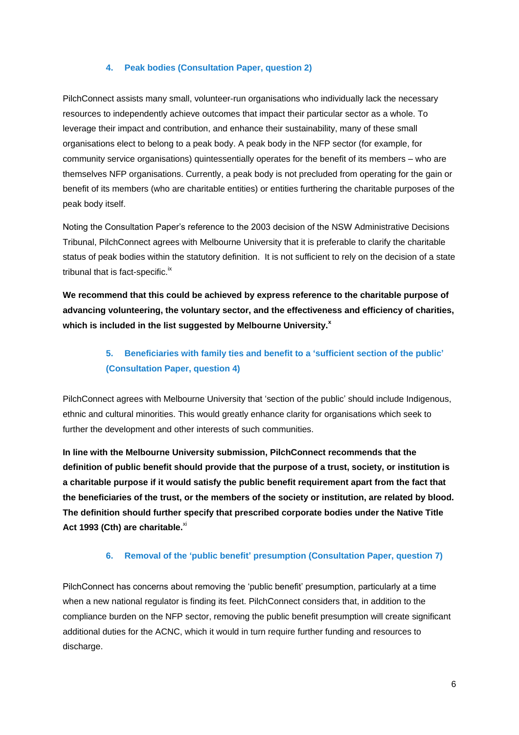## 4. Peak bodies (Consultation Paper, question 2)

PilchConnect assists many small, volunteer-run organisations who individually lack the necessary resources to independently achieve outcomes that impact their particular sector as a whole. To leverage their impact and contribution, and enhance their sustainability, many of these small organisations elect to belong to a peak body. A peak body in the NFP sector (for example, for community service organisations) quintessentially operates for the benefit of its members – who are themselves NFP organisations. Currently, a peak body is not precluded from operating for the gain or benefit of its members (who are charitable entities) or entities furthering the charitable purposes of the peak body itself.

Noting the Consultation Paper's reference to the 2003 decision of the NSW Administrative Decisions Tribunal, PilchConnect agrees with Melbourne University that it is preferable to clarify the charitable status of peak bodies within the statutory definition. It is not sufficient to rely on the decision of a state tribunal that is fact-specific.[ix]

**We recommend that this could be achieved by express reference to the charitable purpose of advancing volunteering, the voluntary sector, and the effectiveness and efficiency of charities, which is included in the list suggested by Melbourne University.[x]**

## 5. Beneficiaries with family ties and benefit to a 'sufficient section of the public' (Consultation Paper, question 4)

PilchConnect agrees with Melbourne University that 'section of the public' should include Indigenous, ethnic and cultural minorities. This would greatly enhance clarity for organisations which seek to further the development and other interests of such communities.

**In line with the Melbourne University submission, PilchConnect recommends that the definition of public benefit should provide that the purpose of a trust, society, or institution is a charitable purpose if it would satisfy the public benefit requirement apart from the fact that the beneficiaries of the trust, or the members of the society or institution, are related by blood. The definition should further specify that prescribed corporate bodies under the Native Title Act 1993 (Cth) are charitable.[xi]**

## 6. Removal of the 'public benefit' presumption (Consultation Paper, question 7)

PilchConnect has concerns about removing the 'public benefit' presumption, particularly at a time when a new national regulator is finding its feet. PilchConnect considers that, in addition to the compliance burden on the NFP sector, removing the public benefit presumption will create significant additional duties for the ACNC, which it would in turn require further funding and resources to discharge.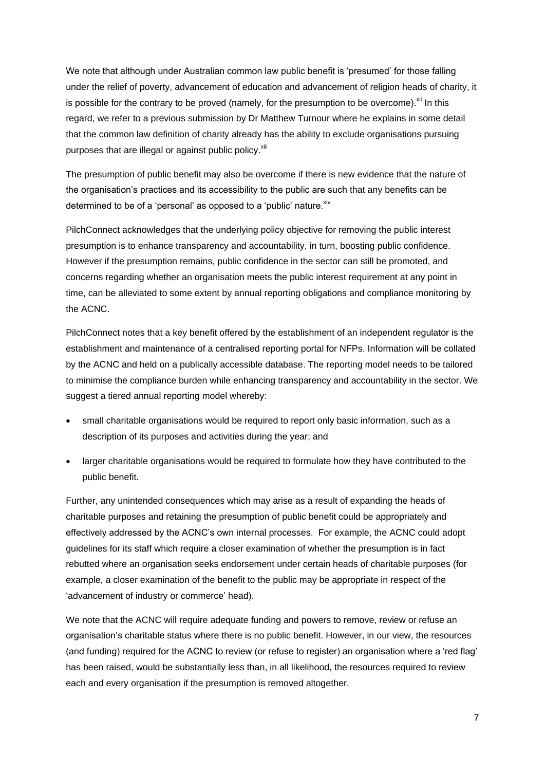We note that although under Australian common law public benefit is 'presumed' for those falling under the relief of poverty, advancement of education and advancement of religion heads of charity, it is possible for the contrary to be proved (namely, for the presumption to be overcome).[xii] In this regard, we refer to a previous submission by Dr Matthew Turnour where he explains in some detail that the common law definition of charity already has the ability to exclude organisations pursuing purposes that are illegal or against public policy.[xiii]

The presumption of public benefit may also be overcome if there is new evidence that the nature of the organisation's practices and its accessibility to the public are such that any benefits can be determined to be of a 'personal' as opposed to a 'public' nature.[xiv]

PilchConnect acknowledges that the underlying policy objective for removing the public interest presumption is to enhance transparency and accountability, in turn, boosting public confidence. However if the presumption remains, public confidence in the sector can still be promoted, and concerns regarding whether an organisation meets the public interest requirement at any point in time, can be alleviated to some extent by annual reporting obligations and compliance monitoring by the ACNC.

PilchConnect notes that a key benefit offered by the establishment of an independent regulator is the establishment and maintenance of a centralised reporting portal for NFPs. Information will be collated by the ACNC and held on a publically accessible database. The reporting model needs to be tailored to minimise the compliance burden while enhancing transparency and accountability in the sector. We suggest a tiered annual reporting model whereby:

- small charitable organisations would be required to report only basic information, such as a description of its purposes and activities during the year; and
- larger charitable organisations would be required to formulate how they have contributed to the public benefit.

Further, any unintended consequences which may arise as a result of expanding the heads of charitable purposes and retaining the presumption of public benefit could be appropriately and effectively addressed by the ACNC's own internal processes. For example, the ACNC could adopt guidelines for its staff which require a closer examination of whether the presumption is in fact rebutted where an organisation seeks endorsement under certain heads of charitable purposes (for example, a closer examination of the benefit to the public may be appropriate in respect of the 'advancement of industry or commerce' head).

We note that the ACNC will require adequate funding and powers to remove, review or refuse an organisation's charitable status where there is no public benefit. However, in our view, the resources (and funding) required for the ACNC to review (or refuse to register) an organisation where a 'red flag' has been raised, would be substantially less than, in all likelihood, the resources required to review each and every organisation if the presumption is removed altogether.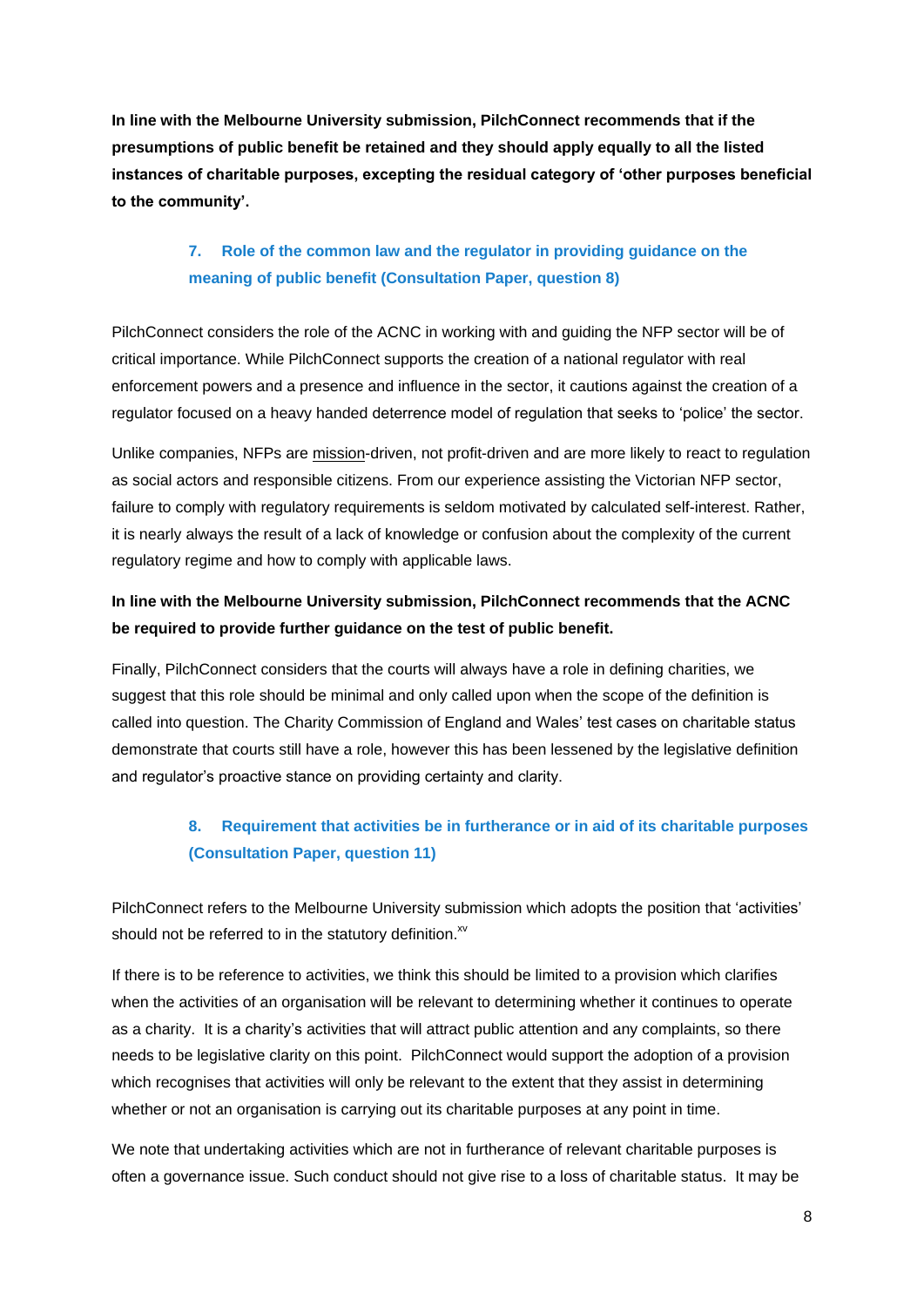**In line with the Melbourne University submission, PilchConnect recommends that if the presumptions of public benefit be retained and they should apply equally to all the listed instances of charitable purposes, excepting the residual category of 'other purposes beneficial to the community'.**

## 7. Role of the common law and the regulator in providing guidance on the meaning of public benefit (Consultation Paper, question 8)

PilchConnect considers the role of the ACNC in working with and guiding the NFP sector will be of critical importance. While PilchConnect supports the creation of a national regulator with real enforcement powers and a presence and influence in the sector, it cautions against the creation of a regulator focused on a heavy handed deterrence model of regulation that seeks to 'police' the sector.

Unlike companies, NFPs are mission-driven, not profit-driven and are more likely to react to regulation as social actors and responsible citizens. From our experience assisting the Victorian NFP sector, failure to comply with regulatory requirements is seldom motivated by calculated self-interest. Rather, it is nearly always the result of a lack of knowledge or confusion about the complexity of the current regulatory regime and how to comply with applicable laws.

**In line with the Melbourne University submission, PilchConnect recommends that the ACNC be required to provide further guidance on the test of public benefit.**

Finally, PilchConnect considers that the courts will always have a role in defining charities, we suggest that this role should be minimal and only called upon when the scope of the definition is called into question. The Charity Commission of England and Wales' test cases on charitable status demonstrate that courts still have a role, however this has been lessened by the legislative definition and regulator's proactive stance on providing certainty and clarity.

## 8. Requirement that activities be in furtherance or in aid of its charitable purposes (Consultation Paper, question 11)

PilchConnect refers to the Melbourne University submission which adopts the position that 'activities' should not be referred to in the statutory definition.[xv]

If there is to be reference to activities, we think this should be limited to a provision which clarifies when the activities of an organisation will be relevant to determining whether it continues to operate as a charity. It is a charity's activities that will attract public attention and any complaints, so there needs to be legislative clarity on this point. PilchConnect would support the adoption of a provision which recognises that activities will only be relevant to the extent that they assist in determining whether or not an organisation is carrying out its charitable purposes at any point in time.

We note that undertaking activities which are not in furtherance of relevant charitable purposes is often a governance issue. Such conduct should not give rise to a loss of charitable status. It may be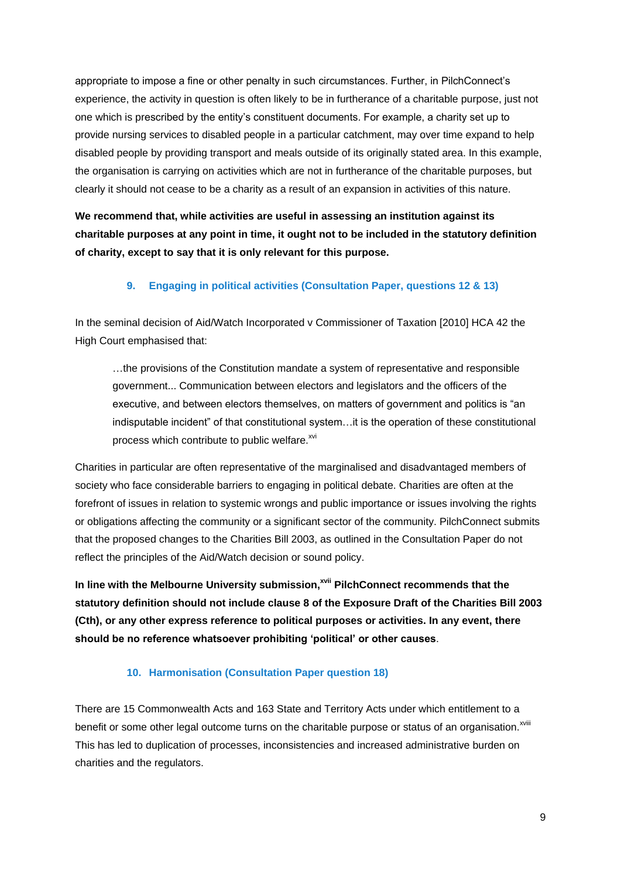appropriate to impose a fine or other penalty in such circumstances. Further, in PilchConnect's experience, the activity in question is often likely to be in furtherance of a charitable purpose, just not one which is prescribed by the entity's constituent documents. For example, a charity set up to provide nursing services to disabled people in a particular catchment, may over time expand to help disabled people by providing transport and meals outside of its originally stated area. In this example, the organisation is carrying on activities which are not in furtherance of the charitable purposes, but clearly it should not cease to be a charity as a result of an expansion in activities of this nature.

**We recommend that, while activities are useful in assessing an institution against its charitable purposes at any point in time, it ought not to be included in the statutory definition of charity, except to say that it is only relevant for this purpose.**

## 9. Engaging in political activities (Consultation Paper, questions 12 & 13)

In the seminal decision of Aid/Watch Incorporated v Commissioner of Taxation [2010] HCA 42 the High Court emphasised that:

> …the provisions of the Constitution mandate a system of representative and responsible government... Communication between electors and legislators and the officers of the executive, and between electors themselves, on matters of government and politics is "an indisputable incident" of that constitutional system…it is the operation of these constitutional process which contribute to public welfare.[xvi]

Charities in particular are often representative of the marginalised and disadvantaged members of society who face considerable barriers to engaging in political debate. Charities are often at the forefront of issues in relation to systemic wrongs and public importance or issues involving the rights or obligations affecting the community or a significant sector of the community. PilchConnect submits that the proposed changes to the Charities Bill 2003, as outlined in the Consultation Paper do not reflect the principles of the Aid/Watch decision or sound policy.

**In line with the Melbourne University submission,[xvii] PilchConnect recommends that the statutory definition should not include clause 8 of the Exposure Draft of the Charities Bill 2003 (Cth), or any other express reference to political purposes or activities. In any event, there should be no reference whatsoever prohibiting 'political' or other causes**.

## 10. Harmonisation (Consultation Paper question 18)

There are 15 Commonwealth Acts and 163 State and Territory Acts under which entitlement to a benefit or some other legal outcome turns on the charitable purpose or status of an organisation.[xviii] This has led to duplication of processes, inconsistencies and increased administrative burden on charities and the regulators.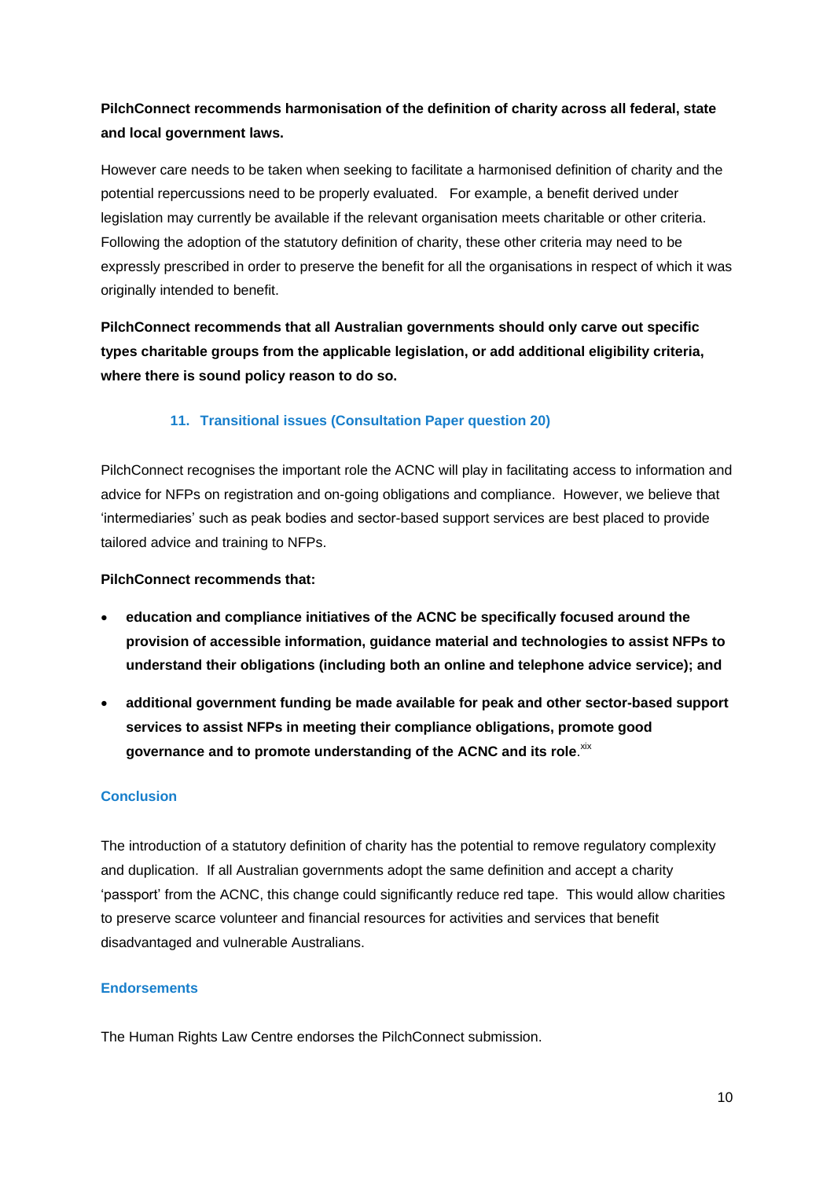**PilchConnect recommends harmonisation of the definition of charity across all federal, state and local government laws.**

However care needs to be taken when seeking to facilitate a harmonised definition of charity and the potential repercussions need to be properly evaluated. For example, a benefit derived under legislation may currently be available if the relevant organisation meets charitable or other criteria. Following the adoption of the statutory definition of charity, these other criteria may need to be expressly prescribed in order to preserve the benefit for all the organisations in respect of which it was originally intended to benefit.

**PilchConnect recommends that all Australian governments should only carve out specific types charitable groups from the applicable legislation, or add additional eligibility criteria, where there is sound policy reason to do so.**

## 11. Transitional issues (Consultation Paper question 20)

PilchConnect recognises the important role the ACNC will play in facilitating access to information and advice for NFPs on registration and on-going obligations and compliance. However, we believe that 'intermediaries' such as peak bodies and sector-based support services are best placed to provide tailored advice and training to NFPs.

**PilchConnect recommends that:**

- **education and compliance initiatives of the ACNC be specifically focused around the provision of accessible information, guidance material and technologies to assist NFPs to understand their obligations (including both an online and telephone advice service); and**
- **additional government funding be made available for peak and other sector-based support services to assist NFPs in meeting their compliance obligations, promote good governance and to promote understanding of the ACNC and its role**.[xix]

## Conclusion

The introduction of a statutory definition of charity has the potential to remove regulatory complexity and duplication. If all Australian governments adopt the same definition and accept a charity 'passport' from the ACNC, this change could significantly reduce red tape. This would allow charities to preserve scarce volunteer and financial resources for activities and services that benefit disadvantaged and vulnerable Australians.

## Endorsements

The Human Rights Law Centre endorses the PilchConnect submission.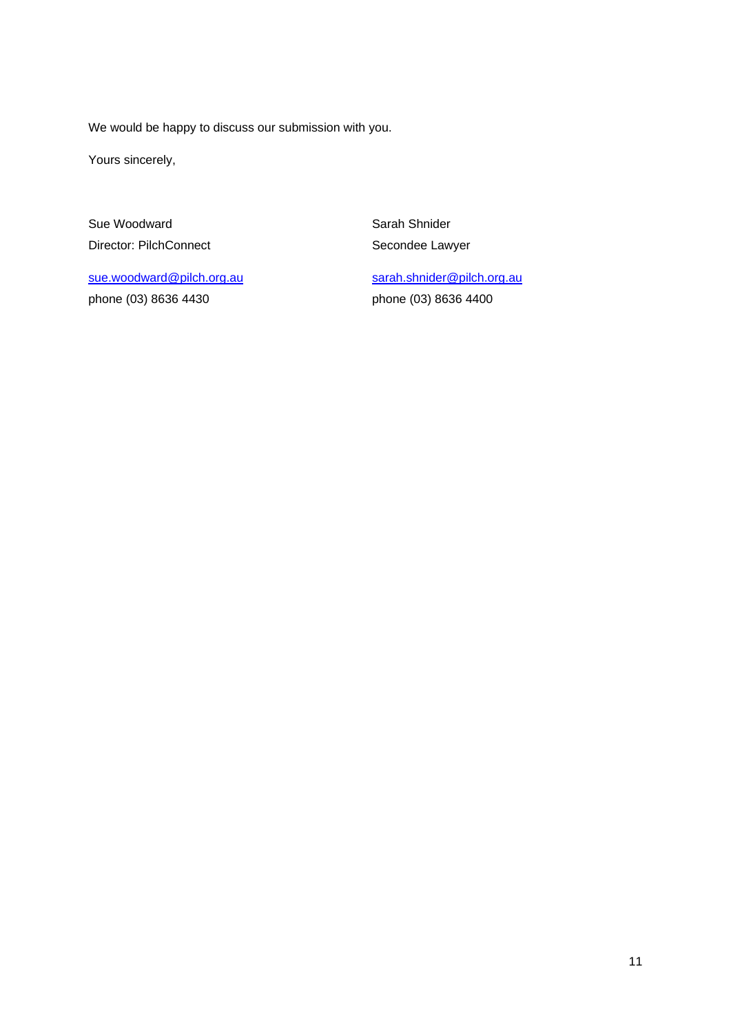We would be happy to discuss our submission with you.

Yours sincerely,

Sue Woodward
Director: PilchConnect

sue.woodward@pilch.org.au
phone (03) 8636 4430

Sarah Shnider
Secondee Lawyer

sarah.shnider@pilch.org.au
phone (03) 8636 4400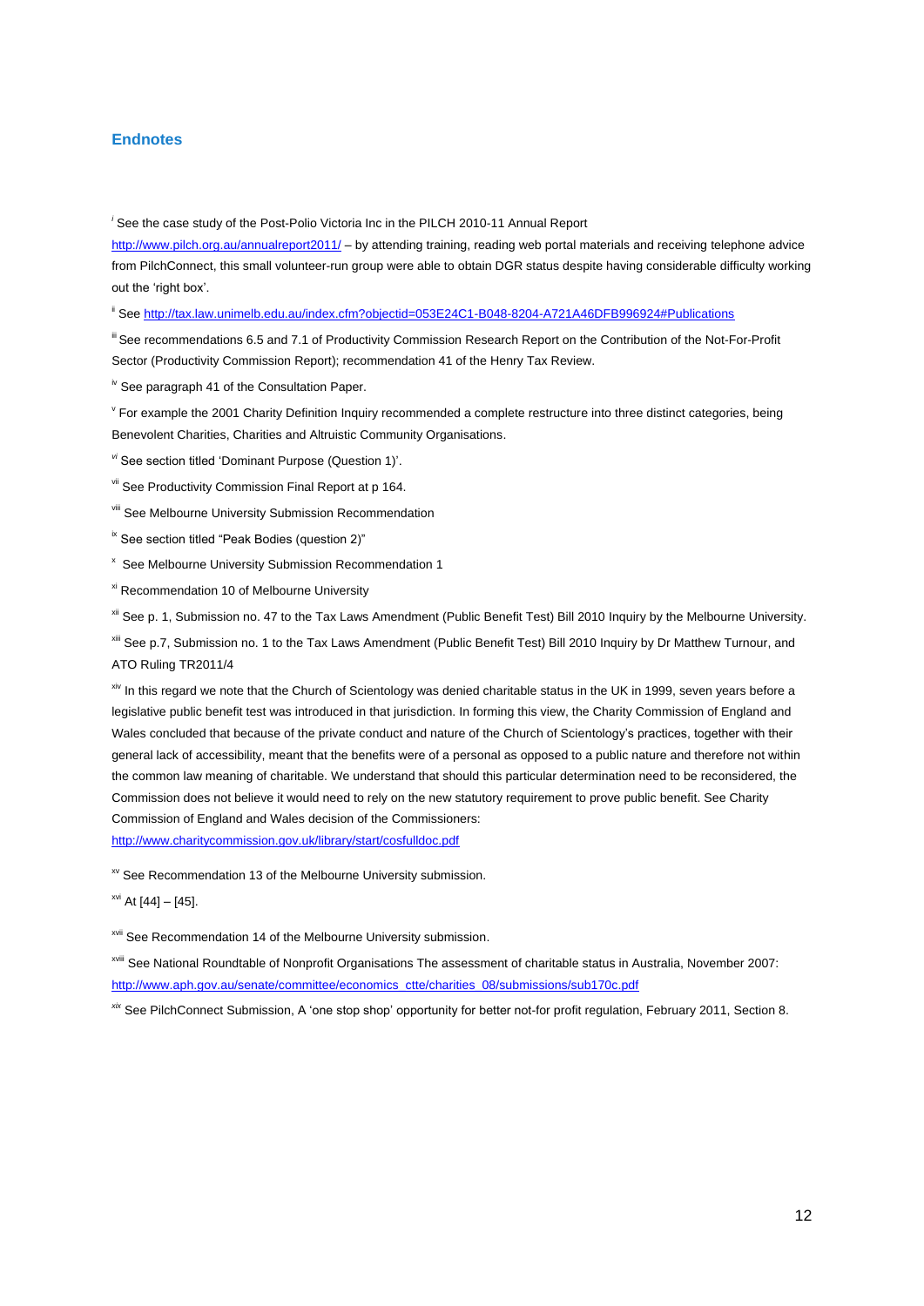## Endnotes

[i] See the case study of the Post-Polio Victoria Inc in the PILCH 2010-11 Annual Report http://www.pilch.org.au/annualreport2011/ – by attending training, reading web portal materials and receiving telephone advice from PilchConnect, this small volunteer-run group were able to obtain DGR status despite having considerable difficulty working out the 'right box'.

[ii] See http://tax.law.unimelb.edu.au/index.cfm?objectid=053E24C1-B048-8204-A721A46DFB996924#Publications

[iii] See recommendations 6.5 and 7.1 of Productivity Commission Research Report on the Contribution of the Not-For-Profit Sector (Productivity Commission Report); recommendation 41 of the Henry Tax Review.

[iv] See paragraph 41 of the Consultation Paper.

[v] For example the 2001 Charity Definition Inquiry recommended a complete restructure into three distinct categories, being Benevolent Charities, Charities and Altruistic Community Organisations.

[vi] See section titled 'Dominant Purpose (Question 1)'.

[vii] See Productivity Commission Final Report at p 164.

[viii] See Melbourne University Submission Recommendation

[ix] See section titled "Peak Bodies (question 2)"

[x] See Melbourne University Submission Recommendation 1

[xi] Recommendation 10 of Melbourne University

[xii] See p. 1, Submission no. 47 to the Tax Laws Amendment (Public Benefit Test) Bill 2010 Inquiry by the Melbourne University.

[xiii] See p.7, Submission no. 1 to the Tax Laws Amendment (Public Benefit Test) Bill 2010 Inquiry by Dr Matthew Turnour, and ATO Ruling TR2011/4

[xiv] In this regard we note that the Church of Scientology was denied charitable status in the UK in 1999, seven years before a legislative public benefit test was introduced in that jurisdiction. In forming this view, the Charity Commission of England and Wales concluded that because of the private conduct and nature of the Church of Scientology's practices, together with their general lack of accessibility, meant that the benefits were of a personal as opposed to a public nature and therefore not within the common law meaning of charitable. We understand that should this particular determination need to be reconsidered, the Commission does not believe it would need to rely on the new statutory requirement to prove public benefit. See Charity Commission of England and Wales decision of the Commissioners: http://www.charitycommission.gov.uk/library/start/cosfulldoc.pdf

[xv] See Recommendation 13 of the Melbourne University submission.

[xvi] At [44] – [45].

[xvii] See Recommendation 14 of the Melbourne University submission.

[xviii] See National Roundtable of Nonprofit Organisations The assessment of charitable status in Australia, November 2007: http://www.aph.gov.au/senate/committee/economics_ctte/charities_08/submissions/sub170c.pdf

[xix] See PilchConnect Submission, A 'one stop shop' opportunity for better not-for profit regulation, February 2011, Section 8.